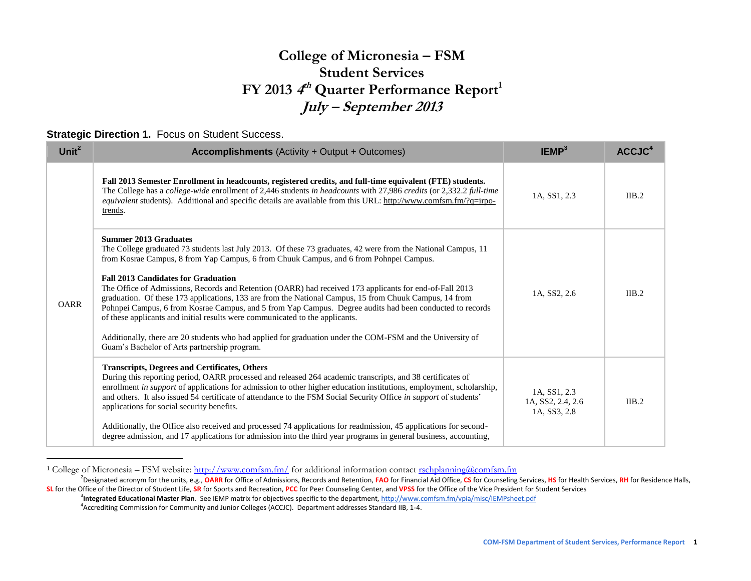# College of Micronesia – FSM
# Student Services
# FY 2013 *4th* Quarter Performance Report[1]
## *July – September 2013*

**Strategic Direction 1.** Focus on Student Success.

| Unit[2] | **Accomplishments** (Activity + Output + Outcomes) | IEMP[3] | ACCJC[4] |
|---|---|---|---|
| OARR | **Fall 2013 Semester Enrollment in headcounts, registered credits, and full-time equivalent (FTE) students.** The College has a *college-wide* enrollment of 2,446 students *in headcounts* with 27,986 *credits* (or 2,332.2 *full-time equivalent* students). Additional and specific details are available from this URL: http://www.comfsm.fm/?q=irpo-trends. | 1A, SS1, 2.3 | IIB.2 |
| | **Summer 2013 Graduates** The College graduated 73 students last July 2013. Of these 73 graduates, 42 were from the National Campus, 11 from Kosrae Campus, 8 from Yap Campus, 6 from Chuuk Campus, and 6 from Pohnpei Campus. <br><br> **Fall 2013 Candidates for Graduation** The Office of Admissions, Records and Retention (OARR) had received 173 applicants for end-of-Fall 2013 graduation. Of these 173 applications, 133 are from the National Campus, 15 from Chuuk Campus, 14 from Pohnpei Campus, 6 from Kosrae Campus, and 5 from Yap Campus. Degree audits had been conducted to records of these applicants and initial results were communicated to the applicants. <br><br> Additionally, there are 20 students who had applied for graduation under the COM-FSM and the University of Guam's Bachelor of Arts partnership program. | 1A, SS2, 2.6 | IIB.2 |
| | **Transcripts, Degrees and Certificates, Others** During this reporting period, OARR processed and released 264 academic transcripts, and 38 certificates of enrollment *in support* of applications for admission to other higher education institutions, employment, scholarship, and others. It also issued 54 certificate of attendance to the FSM Social Security Office *in support* of students' applications for social security benefits. <br><br> Additionally, the Office also received and processed 74 applications for readmission, 45 applications for second-degree admission, and 17 applications for admission into the third year programs in general business, accounting, | 1A, SS1, 2.3<br>1A, SS2, 2.4, 2.6<br>1A, SS3, 2.8 | IIB.2 |

[1] College of Micronesia – FSM website: http://www.comfsm.fm/ for additional information contact rschplanning@comfsm.fm

[2] Designated acronym for the units, e.g., **OARR** for Office of Admissions, Records and Retention, **FAO** for Financial Aid Office, **CS** for Counseling Services, **HS** for Health Services, **RH** for Residence Halls, **SL** for the Office of the Director of Student Life, **SR** for Sports and Recreation, **PCC** for Peer Counseling Center, and **VPSS** for the Office of the Vice President for Student Services

[3] **Integrated Educational Master Plan**. See IEMP matrix for objectives specific to the department, http://www.comfsm.fm/vpia/misc/IEMPsheet.pdf

[4] Accrediting Commission for Community and Junior Colleges (ACCJC). Department addresses Standard IIB, 1-4.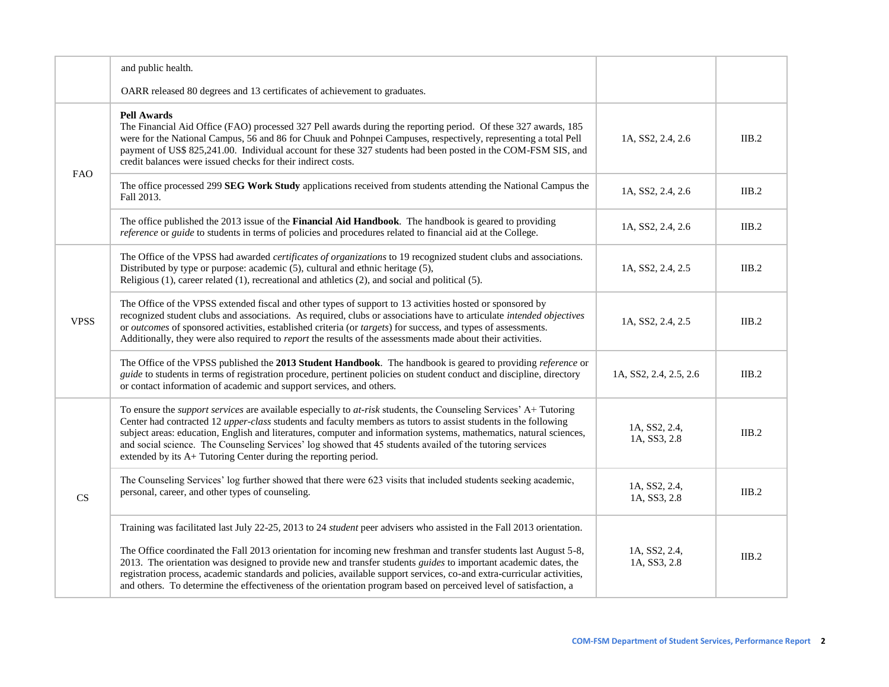|  |  |  |  |
|---|---|---|---|
|  | and public health.<br><br>OARR released 80 degrees and 13 certificates of achievement to graduates. |  |  |
| FAO | **Pell Awards**<br>The Financial Aid Office (FAO) processed 327 Pell awards during the reporting period. Of these 327 awards, 185 were for the National Campus, 56 and 86 for Chuuk and Pohnpei Campuses, respectively, representing a total Pell payment of US$ 825,241.00. Individual account for these 327 students had been posted in the COM-FSM SIS, and credit balances were issued checks for their indirect costs. | 1A, SS2, 2.4, 2.6 | IIB.2 |
|  | The office processed 299 **SEG Work Study** applications received from students attending the National Campus the Fall 2013. | 1A, SS2, 2.4, 2.6 | IIB.2 |
|  | The office published the 2013 issue of the **Financial Aid Handbook**. The handbook is geared to providing *reference* or *guide* to students in terms of policies and procedures related to financial aid at the College. | 1A, SS2, 2.4, 2.6 | IIB.2 |
| VPSS | The Office of the VPSS had awarded *certificates of organizations* to 19 recognized student clubs and associations. Distributed by type or purpose: academic (5), cultural and ethnic heritage (5), Religious (1), career related (1), recreational and athletics (2), and social and political (5). | 1A, SS2, 2.4, 2.5 | IIB.2 |
|  | The Office of the VPSS extended fiscal and other types of support to 13 activities hosted or sponsored by recognized student clubs and associations. As required, clubs or associations have to articulate *intended objectives* or *outcomes* of sponsored activities, established criteria (or *targets*) for success, and types of assessments. Additionally, they were also required to *report* the results of the assessments made about their activities. | 1A, SS2, 2.4, 2.5 | IIB.2 |
|  | The Office of the VPSS published the **2013 Student Handbook**. The handbook is geared to providing *reference* or *guide* to students in terms of registration procedure, pertinent policies on student conduct and discipline, directory or contact information of academic and support services, and others. | 1A, SS2, 2.4, 2.5, 2.6 | IIB.2 |
| CS | To ensure the *support services* are available especially to *at-risk* students, the Counseling Services' A+ Tutoring Center had contracted 12 *upper-class* students and faculty members as tutors to assist students in the following subject areas: education, English and literatures, computer and information systems, mathematics, natural sciences, and social science. The Counseling Services' log showed that 45 students availed of the tutoring services extended by its A+ Tutoring Center during the reporting period. | 1A, SS2, 2.4,<br>1A, SS3, 2.8 | IIB.2 |
|  | The Counseling Services' log further showed that there were 623 visits that included students seeking academic, personal, career, and other types of counseling. | 1A, SS2, 2.4,<br>1A, SS3, 2.8 | IIB.2 |
|  | Training was facilitated last July 22-25, 2013 to 24 *student* peer advisers who assisted in the Fall 2013 orientation.<br><br>The Office coordinated the Fall 2013 orientation for incoming new freshman and transfer students last August 5-8, 2013. The orientation was designed to provide new and transfer students *guides* to important academic dates, the registration process, academic standards and policies, available support services, co-and extra-curricular activities, and others. To determine the effectiveness of the orientation program based on perceived level of satisfaction, a | 1A, SS2, 2.4,<br>1A, SS3, 2.8 | IIB.2 |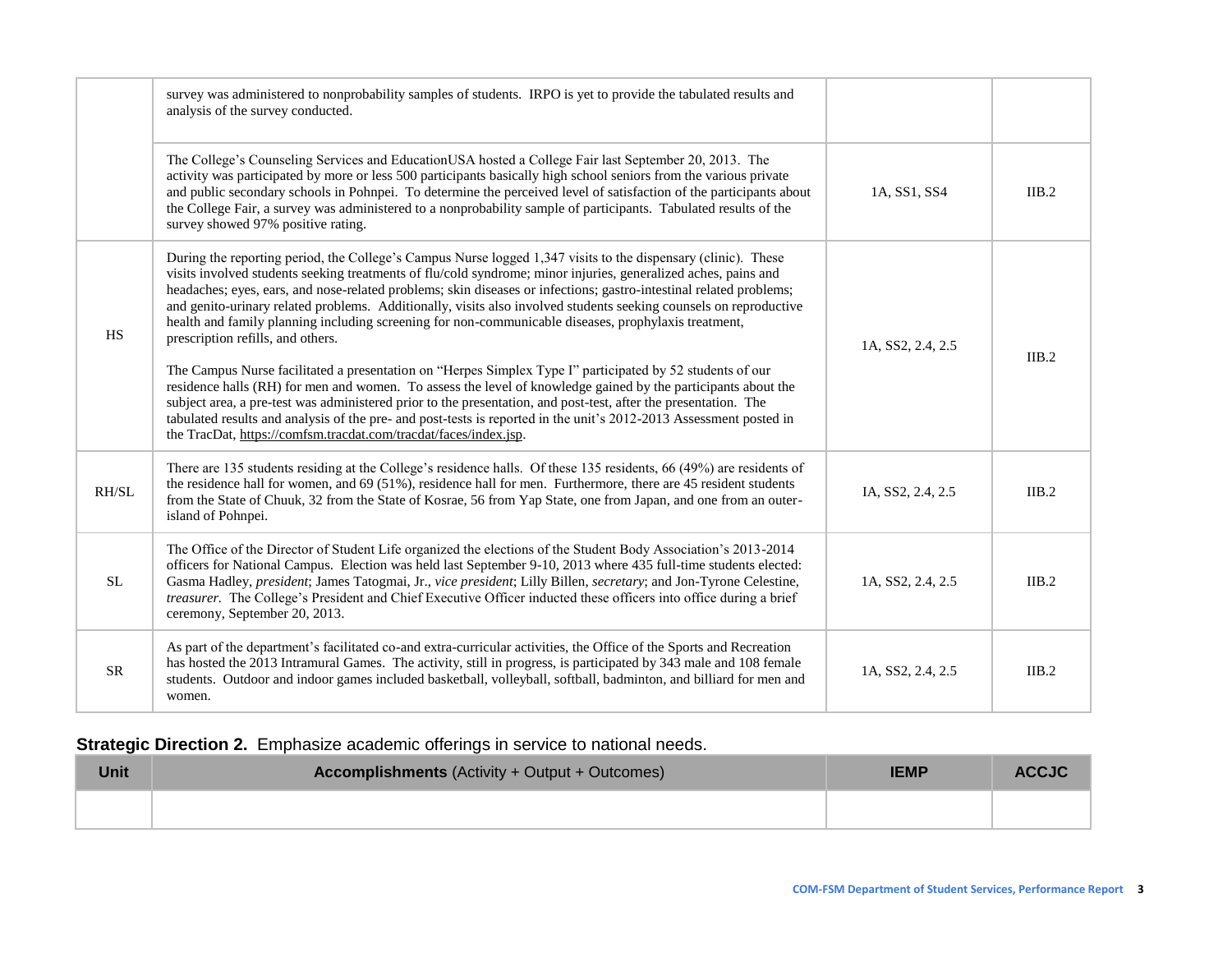| | | | |
|---|---|---|---|
| | survey was administered to nonprobability samples of students. IRPO is yet to provide the tabulated results and analysis of the survey conducted. | | |
| | The College's Counseling Services and EducationUSA hosted a College Fair last September 20, 2013. The activity was participated by more or less 500 participants basically high school seniors from the various private and public secondary schools in Pohnpei. To determine the perceived level of satisfaction of the participants about the College Fair, a survey was administered to a nonprobability sample of participants. Tabulated results of the survey showed 97% positive rating. | 1A, SS1, SS4 | IIB.2 |
| HS | During the reporting period, the College's Campus Nurse logged 1,347 visits to the dispensary (clinic). These visits involved students seeking treatments of flu/cold syndrome; minor injuries, generalized aches, pains and headaches; eyes, ears, and nose-related problems; skin diseases or infections; gastro-intestinal related problems; and genito-urinary related problems. Additionally, visits also involved students seeking counsels on reproductive health and family planning including screening for non-communicable diseases, prophylaxis treatment, prescription refills, and others.<br><br>The Campus Nurse facilitated a presentation on "Herpes Simplex Type I" participated by 52 students of our residence halls (RH) for men and women. To assess the level of knowledge gained by the participants about the subject area, a pre-test was administered prior to the presentation, and post-test, after the presentation. The tabulated results and analysis of the pre- and post-tests is reported in the unit's 2012-2013 Assessment posted in the TracDat, https://comfsm.tracdat.com/tracdat/faces/index.jsp. | 1A, SS2, 2.4, 2.5 | IIB.2 |
| RH/SL | There are 135 students residing at the College's residence halls. Of these 135 residents, 66 (49%) are residents of the residence hall for women, and 69 (51%), residence hall for men. Furthermore, there are 45 resident students from the State of Chuuk, 32 from the State of Kosrae, 56 from Yap State, one from Japan, and one from an outer-island of Pohnpei. | IA, SS2, 2.4, 2.5 | IIB.2 |
| SL | The Office of the Director of Student Life organized the elections of the Student Body Association's 2013-2014 officers for National Campus. Election was held last September 9-10, 2013 where 435 full-time students elected: Gasma Hadley, *president*; James Togomai, Jr., *vice president*; Lilly Billen, *secretary*; and Jon-Tyrone Celestine, *treasurer*. The College's President and Chief Executive Officer inducted these officers into office during a brief ceremony, September 20, 2013. | 1A, SS2, 2.4, 2.5 | IIB.2 |
| SR | As part of the department's facilitated co-and extra-curricular activities, the Office of the Sports and Recreation has hosted the 2013 Intramural Games. The activity, still in progress, is participated by 343 male and 108 female students. Outdoor and indoor games included basketball, volleyball, softball, badminton, and billiard for men and women. | 1A, SS2, 2.4, 2.5 | IIB.2 |

**Strategic Direction 2.** Emphasize academic offerings in service to national needs.

| Unit | **Accomplishments** (Activity + Output + Outcomes) | IEMP | ACCJC |
|---|---|---|---|
| | | | |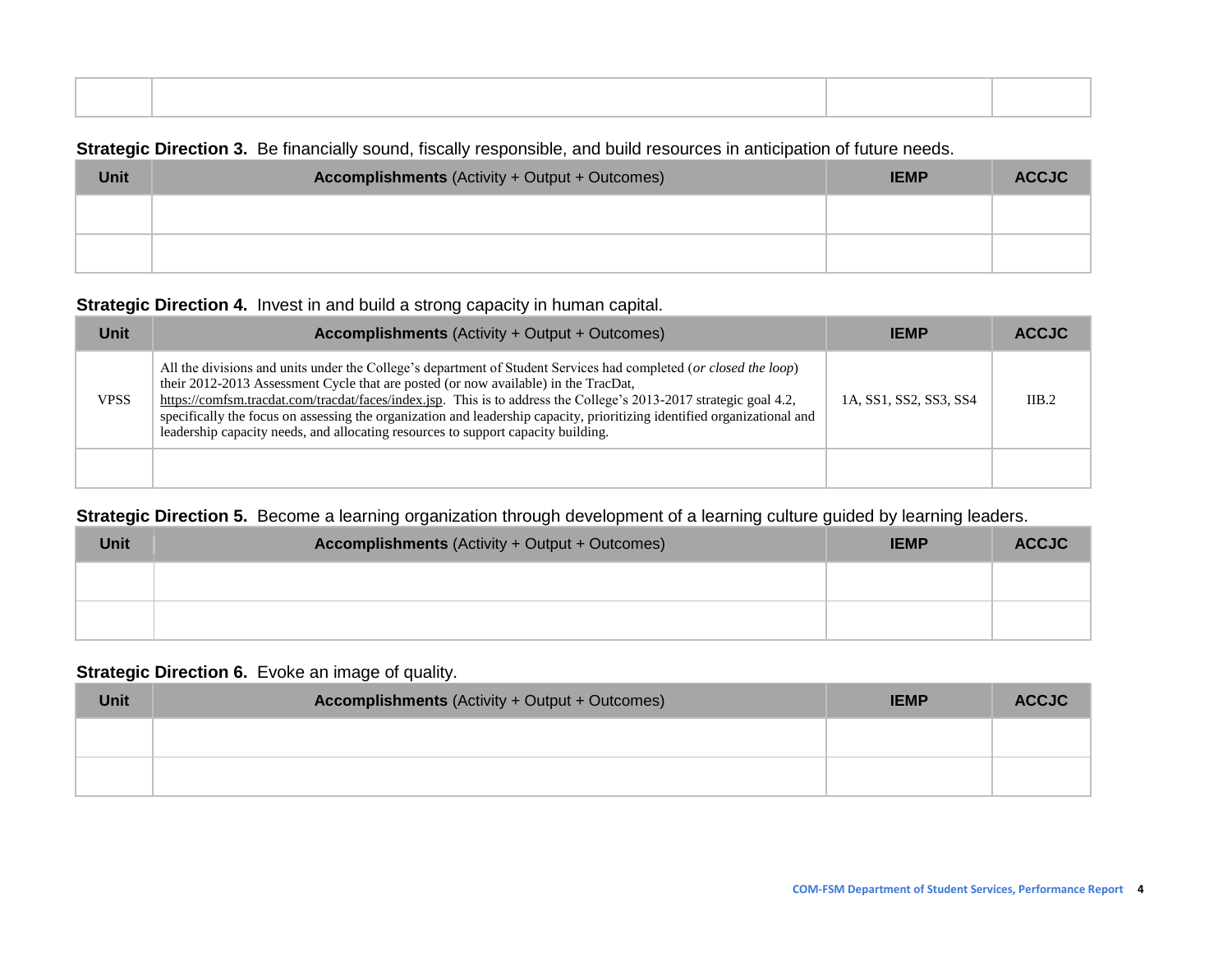| | | | |
|---|---|---|---|
| | | | |

**Strategic Direction 3.** Be financially sound, fiscally responsible, and build resources in anticipation of future needs.

| Unit | **Accomplishments** (Activity + Output + Outcomes) | IEMP | ACCJC |
|---|---|---|---|
| | | | |
| | | | |

**Strategic Direction 4.** Invest in and build a strong capacity in human capital.

| Unit | **Accomplishments** (Activity + Output + Outcomes) | IEMP | ACCJC |
|---|---|---|---|
| VPSS | All the divisions and units under the College's department of Student Services had completed (*or closed the loop*) their 2012-2013 Assessment Cycle that are posted (or now available) in the TracDat, https://comfsm.tracdat.com/tracdat/faces/index.jsp. This is to address the College's 2013-2017 strategic goal 4.2, specifically the focus on assessing the organization and leadership capacity, prioritizing identified organizational and leadership capacity needs, and allocating resources to support capacity building. | 1A, SS1, SS2, SS3, SS4 | IIB.2 |
| | | | |

**Strategic Direction 5.** Become a learning organization through development of a learning culture guided by learning leaders.

| Unit | **Accomplishments** (Activity + Output + Outcomes) | IEMP | ACCJC |
|---|---|---|---|
| | | | |
| | | | |

**Strategic Direction 6.** Evoke an image of quality.

| Unit | **Accomplishments** (Activity + Output + Outcomes) | IEMP | ACCJC |
|---|---|---|---|
| | | | |
| | | | |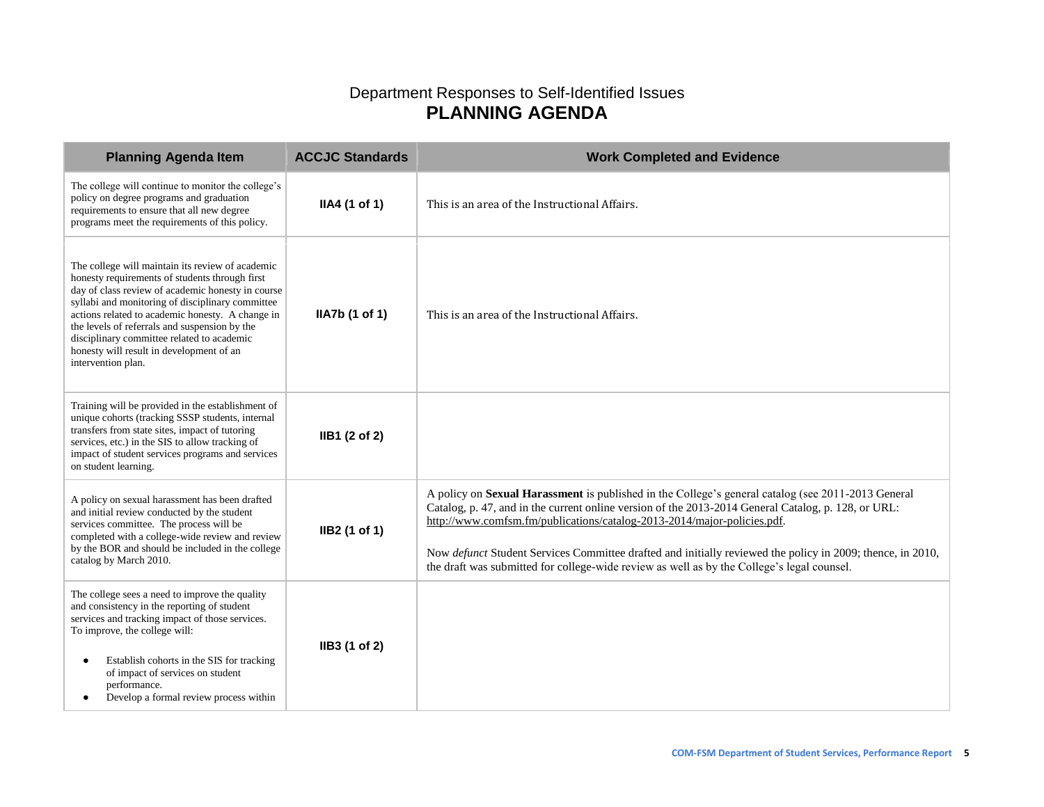# Department Responses to Self-Identified Issues

## PLANNING AGENDA

| Planning Agenda Item | ACCJC Standards | Work Completed and Evidence |
|---|---|---|
| The college will continue to monitor the college's policy on degree programs and graduation requirements to ensure that all new degree programs meet the requirements of this policy. | **IIA4 (1 of 1)** | This is an area of the Instructional Affairs. |
| The college will maintain its review of academic honesty requirements of students through first day of class review of academic honesty in course syllabi and monitoring of disciplinary committee actions related to academic honesty. A change in the levels of referrals and suspension by the disciplinary committee related to academic honesty will result in development of an intervention plan. | **IIA7b (1 of 1)** | This is an area of the Instructional Affairs. |
| Training will be provided in the establishment of unique cohorts (tracking SSSP students, internal transfers from state sites, impact of tutoring services, etc.) in the SIS to allow tracking of impact of student services programs and services on student learning. | **IIB1 (2 of 2)** | |
| A policy on sexual harassment has been drafted and initial review conducted by the student services committee. The process will be completed with a college-wide review and review by the BOR and should be included in the college catalog by March 2010. | **IIB2 (1 of 1)** | A policy on **Sexual Harassment** is published in the College's general catalog (see 2011-2013 General Catalog, p. 47, and in the current online version of the 2013-2014 General Catalog, p. 128, or URL: http://www.comfsm.fm/publications/catalog-2013-2014/major-policies.pdf.<br><br>Now *defunct* Student Services Committee drafted and initially reviewed the policy in 2009; thence, in 2010, the draft was submitted for college-wide review as well as by the College's legal counsel. |
| The college sees a need to improve the quality and consistency in the reporting of student services and tracking impact of those services. To improve, the college will:<br><br>• Establish cohorts in the SIS for tracking of impact of services on student performance.<br>• Develop a formal review process within | **IIB3 (1 of 2)** | |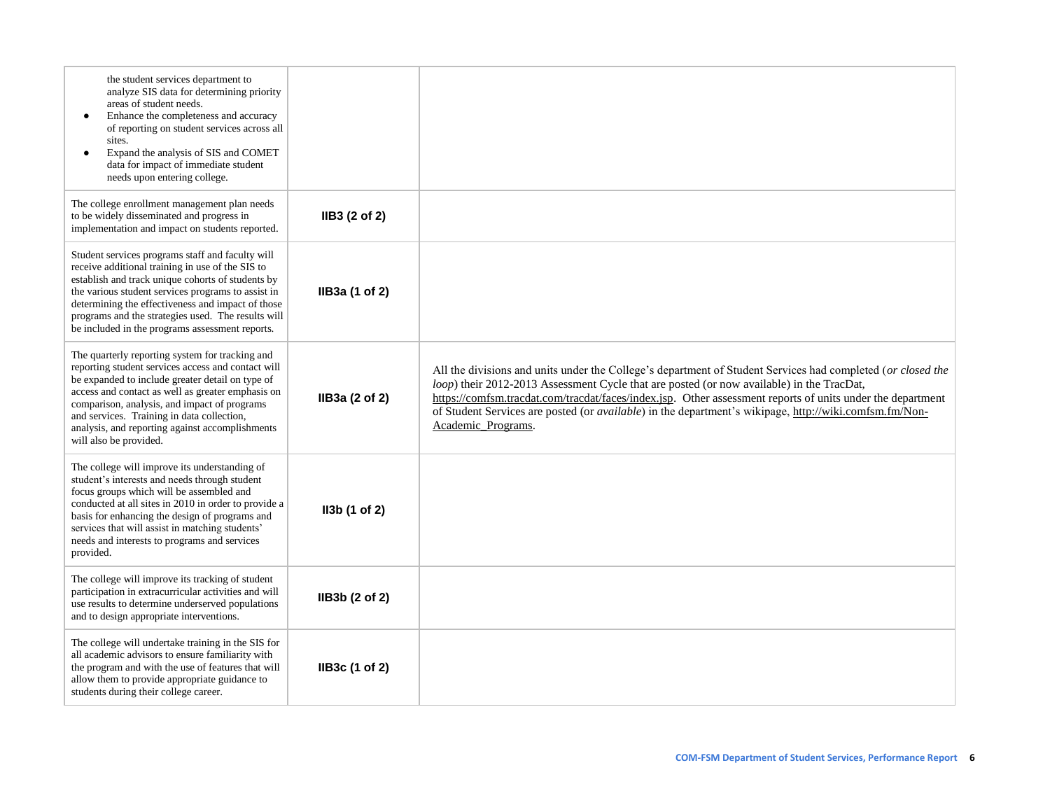| | | |
|---|---|---|
| the student services department to analyze SIS data for determining priority areas of student needs.<br>• Enhance the completeness and accuracy of reporting on student services across all sites.<br>• Expand the analysis of SIS and COMET data for impact of immediate student needs upon entering college. | | |
| The college enrollment management plan needs to be widely disseminated and progress in implementation and impact on students reported. | **IIB3 (2 of 2)** | |
| Student services programs staff and faculty will receive additional training in use of the SIS to establish and track unique cohorts of students by the various student services programs to assist in determining the effectiveness and impact of those programs and the strategies used. The results will be included in the programs assessment reports. | **IIB3a (1 of 2)** | |
| The quarterly reporting system for tracking and reporting student services access and contact will be expanded to include greater detail on type of access and contact as well as greater emphasis on comparison, analysis, and impact of programs and services. Training in data collection, analysis, and reporting against accomplishments will also be provided. | **IIB3a (2 of 2)** | All the divisions and units under the College's department of Student Services had completed (*or closed the loop*) their 2012-2013 Assessment Cycle that are posted (or now available) in the TracDat, https://comfsm.tracdat.com/tracdat/faces/index.jsp. Other assessment reports of units under the department of Student Services are posted (or *available*) in the department's wikipage, http://wiki.comfsm.fm/Non-Academic_Programs. |
| The college will improve its understanding of student's interests and needs through student focus groups which will be assembled and conducted at all sites in 2010 in order to provide a basis for enhancing the design of programs and services that will assist in matching students' needs and interests to programs and services provided. | **II3b (1 of 2)** | |
| The college will improve its tracking of student participation in extracurricular activities and will use results to determine underserved populations and to design appropriate interventions. | **IIB3b (2 of 2)** | |
| The college will undertake training in the SIS for all academic advisors to ensure familiarity with the program and with the use of features that will allow them to provide appropriate guidance to students during their college career. | **IIB3c (1 of 2)** | |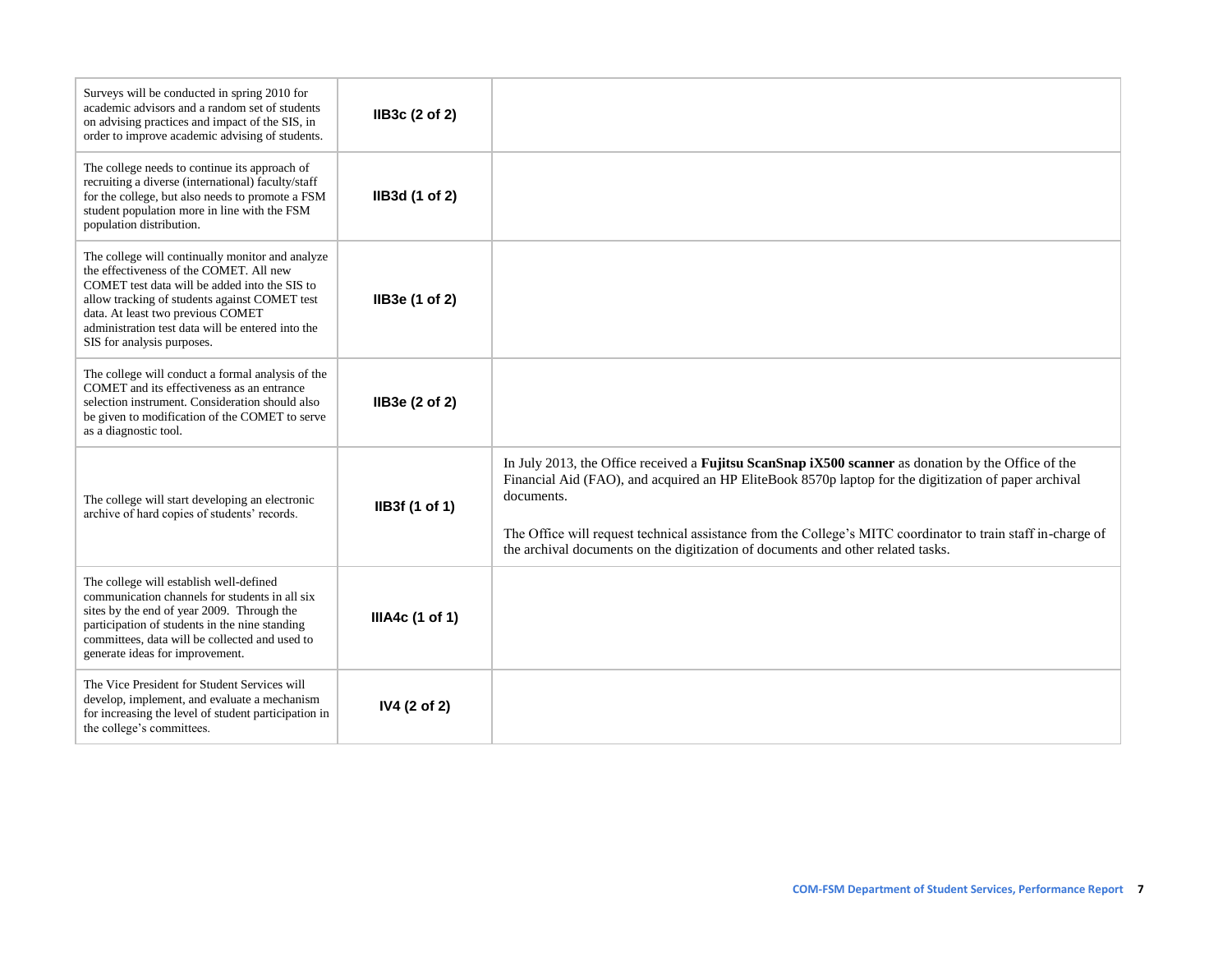| | | |
|---|---|---|
| Surveys will be conducted in spring 2010 for academic advisors and a random set of students on advising practices and impact of the SIS, in order to improve academic advising of students. | **IIB3c (2 of 2)** | |
| The college needs to continue its approach of recruiting a diverse (international) faculty/staff for the college, but also needs to promote a FSM student population more in line with the FSM population distribution. | **IIB3d (1 of 2)** | |
| The college will continually monitor and analyze the effectiveness of the COMET. All new COMET test data will be added into the SIS to allow tracking of students against COMET test data. At least two previous COMET administration test data will be entered into the SIS for analysis purposes. | **IIB3e (1 of 2)** | |
| The college will conduct a formal analysis of the COMET and its effectiveness as an entrance selection instrument. Consideration should also be given to modification of the COMET to serve as a diagnostic tool. | **IIB3e (2 of 2)** | |
| The college will start developing an electronic archive of hard copies of students' records. | **IIB3f (1 of 1)** | In July 2013, the Office received a **Fujitsu ScanSnap iX500 scanner** as donation by the Office of the Financial Aid (FAO), and acquired an HP EliteBook 8570p laptop for the digitization of paper archival documents.<br><br>The Office will request technical assistance from the College's MITC coordinator to train staff in-charge of the archival documents on the digitization of documents and other related tasks. |
| The college will establish well-defined communication channels for students in all six sites by the end of year 2009. Through the participation of students in the nine standing committees, data will be collected and used to generate ideas for improvement. | **IIIA4c (1 of 1)** | |
| The Vice President for Student Services will develop, implement, and evaluate a mechanism for increasing the level of student participation in the college's committees. | **IV4 (2 of 2)** | |